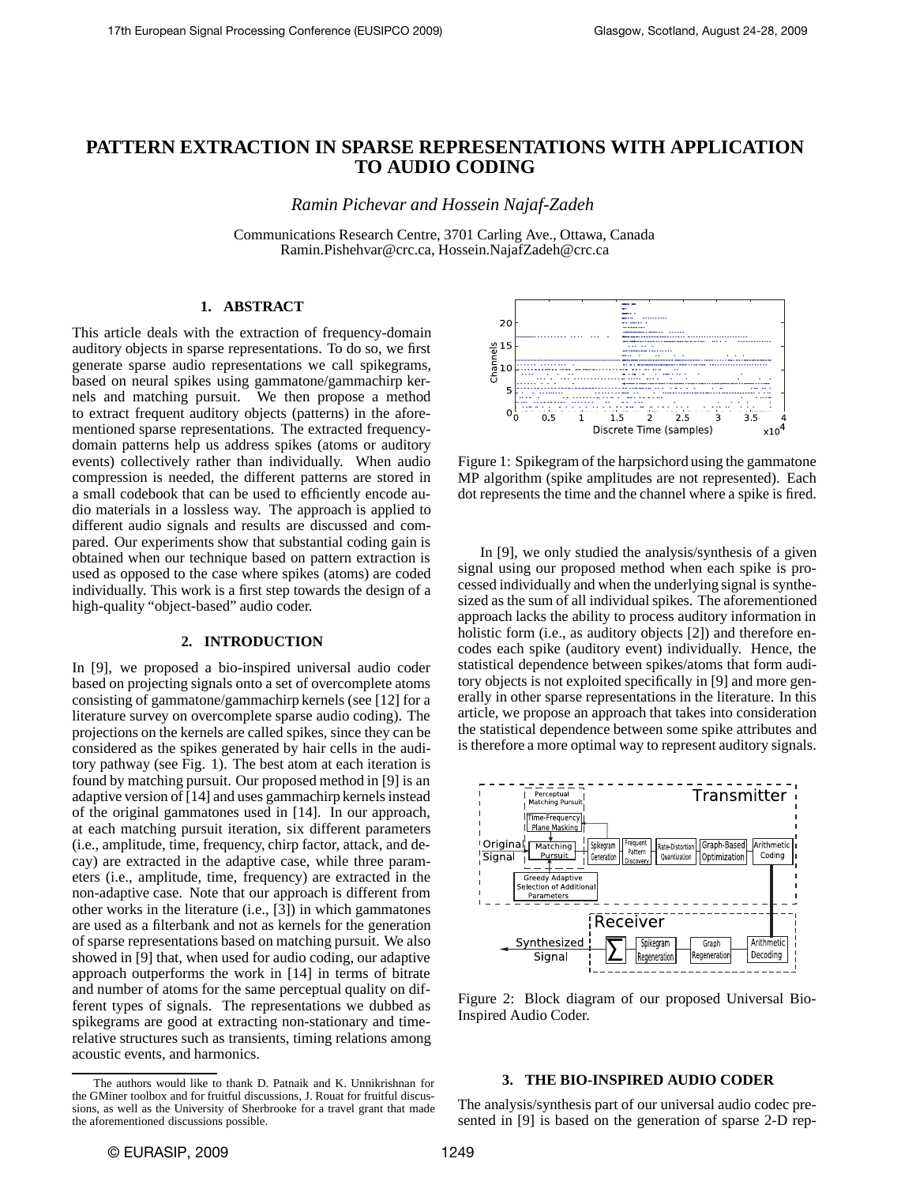// PATTERN EXTRACTION IN SPARSE REPRESENTATIONS WITH APPLICATION TO AUDIO CODING

*Ramin Pichevar and Hossein Najaf-Zadeh*

Communications Research Centre, 3701 Carling Ave., Ottawa, Canada
Ramin.Pishehvar@crc.ca, Hossein.NajafZadeh@crc.ca

## 1. ABSTRACT

This article deals with the extraction of frequency-domain auditory objects in sparse representations. To do so, we first generate sparse audio representations we call spikegrams, based on neural spikes using gammatone/gammachirp kernels and matching pursuit. We then propose a method to extract frequent auditory objects (patterns) in the aforementioned sparse representations. The extracted frequency-domain patterns help us address spikes (atoms or auditory events) collectively rather than individually. When audio compression is needed, the different patterns are stored in a small codebook that can be used to efficiently encode audio materials in a lossless way. The approach is applied to different audio signals and results are discussed and compared. Our experiments show that substantial coding gain is obtained when our technique based on pattern extraction is used as opposed to the case where spikes (atoms) are coded individually. This work is a first step towards the design of a high-quality "object-based" audio coder.

## 2. INTRODUCTION

In [9], we proposed a bio-inspired universal audio coder based on projecting signals onto a set of overcomplete atoms consisting of gammatone/gammachirp kernels (see [12] for a literature survey on overcomplete sparse audio coding). The projections on the kernels are called spikes, since they can be considered as the spikes generated by hair cells in the auditory pathway (see Fig. 1). The best atom at each iteration is found by matching pursuit. Our proposed method in [9] is an adaptive version of [14] and uses gammachirp kernels instead of the original gammatones used in [14]. In our approach, at each matching pursuit iteration, six different parameters (i.e., amplitude, time, frequency, chirp factor, attack, and decay) are extracted in the adaptive case, while three parameters (i.e., amplitude, time, frequency) are extracted in the non-adaptive case. Note that our approach is different from other works in the literature (i.e., [3]) in which gammatones are used as a filterbank and not as kernels for the generation of sparse representations based on matching pursuit. We also showed in [9] that, when used for audio coding, our adaptive approach outperforms the work in [14] in terms of bitrate and number of atoms for the same perceptual quality on different types of signals. The representations we dubbed as spikegrams are good at extracting non-stationary and time-relative structures such as transients, timing relations among acoustic events, and harmonics.

Figure 1: Spikegram of the harpsichord using the gammatone MP algorithm (spike amplitudes are not represented). Each dot represents the time and the channel where a spike is fired.

In [9], we only studied the analysis/synthesis of a given signal using our proposed method when each spike is processed individually and when the underlying signal is synthesized as the sum of all individual spikes. The aforementioned approach lacks the ability to process auditory information in holistic form (i.e., as auditory objects [2]) and therefore encodes each spike (auditory event) individually. Hence, the statistical dependence between spikes/atoms that form auditory objects is not exploited specifically in [9] and more generally in other sparse representations in the literature. In this article, we propose an approach that takes into consideration the statistical dependence between some spike attributes and is therefore a more optimal way to represent auditory signals.

Figure 2: Block diagram of our proposed Universal Bio-Inspired Audio Coder.

## 3. THE BIO-INSPIRED AUDIO CODER

The analysis/synthesis part of our universal audio codec presented in [9] is based on the generation of sparse 2-D rep-

The authors would like to thank D. Patnaik and K. Unnikrishnan for the GMiner toolbox and for fruitful discussions, J. Rouat for fruitful discussions, as well as the University of Sherbrooke for a travel grant that made the aforementioned discussions possible.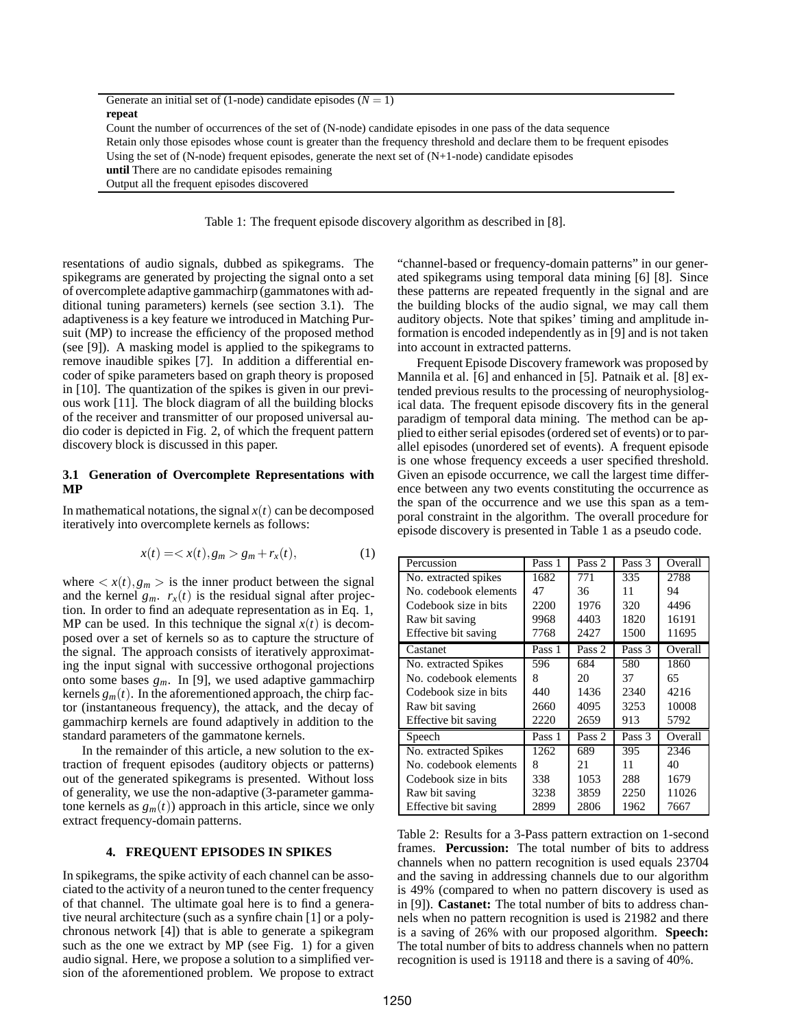| Generate an initial set of (1-node) candidate episodes ($N = 1$) |
| --- |
| **repeat** |
| Count the number of occurrences of the set of (N-node) candidate episodes in one pass of the data sequence |
| Retain only those episodes whose count is greater than the frequency threshold and declare them to be frequent episodes |
| Using the set of (N-node) frequent episodes, generate the next set of (N+1-node) candidate episodes |
| **until** There are no candidate episodes remaining |
| Output all the frequent episodes discovered |

Table 1: The frequent episode discovery algorithm as described in [8].

resentations of audio signals, dubbed as spikegrams. The spikegrams are generated by projecting the signal onto a set of overcomplete adaptive gammachirp (gammatones with additional tuning parameters) kernels (see section 3.1). The adaptiveness is a key feature we introduced in Matching Pursuit (MP) to increase the efficiency of the proposed method (see [9]). A masking model is applied to the spikegrams to remove inaudible spikes [7]. In addition a differential encoder of spike parameters based on graph theory is proposed in [10]. The quantization of the spikes is given in our previous work [11]. The block diagram of all the building blocks of the receiver and transmitter of our proposed universal audio coder is depicted in Fig. 2, of which the frequent pattern discovery block is discussed in this paper.

### 3.1 Generation of Overcomplete Representations with MP

In mathematical notations, the signal $x(t)$ can be decomposed iteratively into overcomplete kernels as follows:

$$x(t) = < x(t), g_m > g_m + r_x(t), \tag{1}$$

where $< x(t), g_m >$ is the inner product between the signal and the kernel $g_m$. $r_x(t)$ is the residual signal after projection. In order to find an adequate representation as in Eq. 1, MP can be used. In this technique the signal $x(t)$ is decomposed over a set of kernels so as to capture the structure of the signal. The approach consists of iteratively approximating the input signal with successive orthogonal projections onto some bases $g_m$. In [9], we used adaptive gammachirp kernels $g_m(t)$. In the aforementioned approach, the chirp factor (instantaneous frequency), the attack, and the decay of gammachirp kernels are found adaptively in addition to the standard parameters of the gammatone kernels.

In the remainder of this article, a new solution to the extraction of frequent episodes (auditory objects or patterns) out of the generated spikegrams is presented. Without loss of generality, we use the non-adaptive (3-parameter gammatone kernels as $g_m(t)$) approach in this article, since we only extract frequency-domain patterns.

## 4. FREQUENT EPISODES IN SPIKES

In spikegrams, the spike activity of each channel can be associated to the activity of a neuron tuned to the center frequency of that channel. The ultimate goal here is to find a generative neural architecture (such as a synfire chain [1] or a polychronous network [4]) that is able to generate a spikegram such as the one we extract by MP (see Fig. 1) for a given audio signal. Here, we propose a solution to a simplified version of the aforementioned problem. We propose to extract "channel-based or frequency-domain patterns" in our generated spikegrams using temporal data mining [6] [8]. Since these patterns are repeated frequently in the signal and are the building blocks of the audio signal, we may call them auditory objects. Note that spikes' timing and amplitude information is encoded independently as in [9] and is not taken into account in extracted patterns.

Frequent Episode Discovery framework was proposed by Mannila et al. [6] and enhanced in [5]. Patnaik et al. [8] extended previous results to the processing of neurophysiological data. The frequent episode discovery fits in the general paradigm of temporal data mining. The method can be applied to either serial episodes (ordered set of events) or to parallel episodes (unordered set of events). A frequent episode is one whose frequency exceeds a user specified threshold. Given an episode occurrence, we call the largest time difference between any two events constituting the occurrence as the span of the occurrence and we use this span as a temporal constraint in the algorithm. The overall procedure for episode discovery is presented in Table 1 as a pseudo code.

| Percussion | Pass 1 | Pass 2 | Pass 3 | Overall |
| --- | --- | --- | --- | --- |
| No. extracted spikes | 1682 | 771 | 335 | 2788 |
| No. codebook elements | 47 | 36 | 11 | 94 |
| Codebook size in bits | 2200 | 1976 | 320 | 4496 |
| Raw bit saving | 9968 | 4403 | 1820 | 16191 |
| Effective bit saving | 7768 | 2427 | 1500 | 11695 |
| **Castanet** | **Pass 1** | **Pass 2** | **Pass 3** | **Overall** |
| No. extracted Spikes | 596 | 684 | 580 | 1860 |
| No. codebook elements | 8 | 20 | 37 | 65 |
| Codebook size in bits | 440 | 1436 | 2340 | 4216 |
| Raw bit saving | 2660 | 4095 | 3253 | 10008 |
| Effective bit saving | 2220 | 2659 | 913 | 5792 |
| **Speech** | **Pass 1** | **Pass 2** | **Pass 3** | **Overall** |
| No. extracted Spikes | 1262 | 689 | 395 | 2346 |
| No. codebook elements | 8 | 21 | 11 | 40 |
| Codebook size in bits | 338 | 1053 | 288 | 1679 |
| Raw bit saving | 3238 | 3859 | 2250 | 11026 |
| Effective bit saving | 2899 | 2806 | 1962 | 7667 |

Table 2: Results for a 3-Pass pattern extraction on 1-second frames. **Percussion:** The total number of bits to address channels when no pattern recognition is used equals 23704 and the saving in addressing channels due to our algorithm is 49% (compared to when no pattern discovery is used as in [9]). **Castanet:** The total number of bits to address channels when no pattern recognition is used is 21982 and there is a saving of 26% with our proposed algorithm. **Speech:** The total number of bits to address channels when no pattern recognition is used is 19118 and there is a saving of 40%.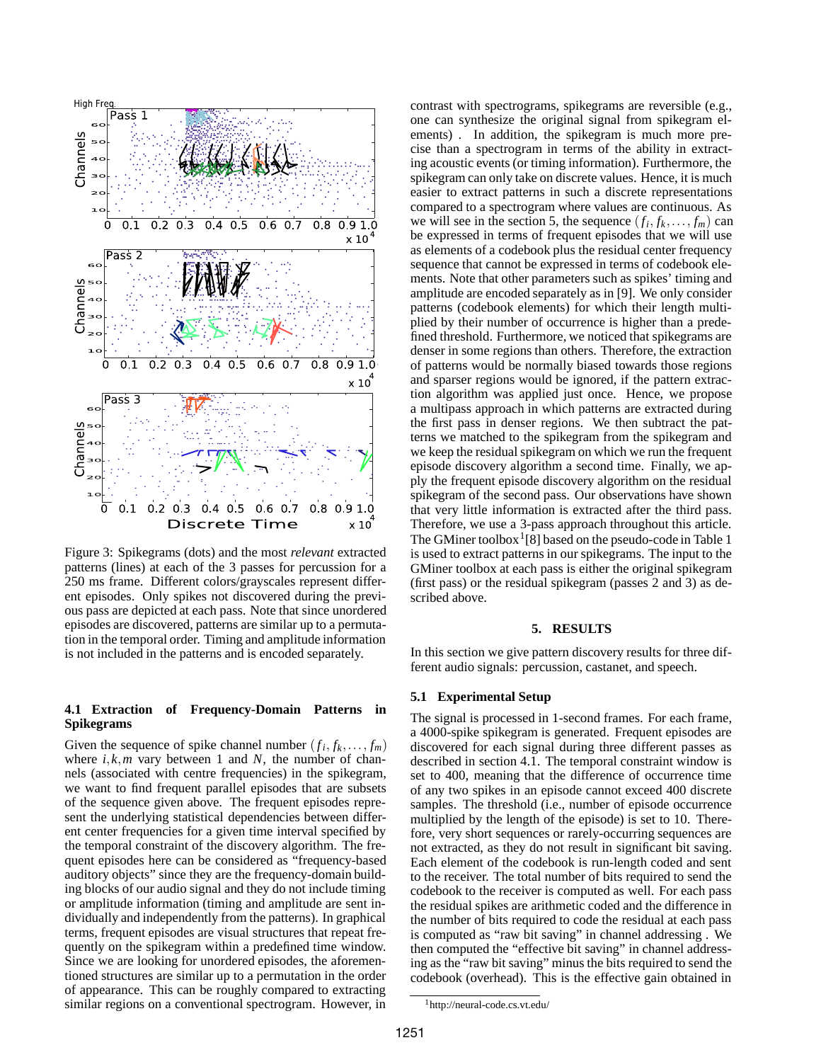Figure 3: Spikegrams (dots) and the most *relevant* extracted patterns (lines) at each of the 3 passes for percussion for a 250 ms frame. Different colors/grayscales represent different episodes. Only spikes not discovered during the previous pass are depicted at each pass. Note that since unordered episodes are discovered, patterns are similar up to a permutation in the temporal order. Timing and amplitude information is not included in the patterns and is encoded separately.

### 4.1 Extraction of Frequency-Domain Patterns in Spikegrams

Given the sequence of spike channel number $(f_i, f_k, \ldots, f_m)$ where $i, k, m$ vary between 1 and $N$, the number of channels (associated with centre frequencies) in the spikegram, we want to find frequent parallel episodes that are subsets of the sequence given above. The frequent episodes represent the underlying statistical dependencies between different center frequencies for a given time interval specified by the temporal constraint of the discovery algorithm. The frequent episodes here can be considered as "frequency-based auditory objects" since they are the frequency-domain building blocks of our audio signal and they do not include timing or amplitude information (timing and amplitude are sent individually and independently from the patterns). In graphical terms, frequent episodes are visual structures that repeat frequently on the spikegram within a predefined time window. Since we are looking for unordered episodes, the aforementioned structures are similar up to a permutation in the order of appearance. This can be roughly compared to extracting similar regions on a conventional spectrogram. However, in contrast with spectrograms, spikegrams are reversible (e.g., one can synthesize the original signal from spikegram elements) . In addition, the spikegram is much more precise than a spectrogram in terms of the ability in extracting acoustic events (or timing information). Furthermore, the spikegram can only take on discrete values. Hence, it is much easier to extract patterns in such a discrete representations compared to a spectrogram where values are continuous. As we will see in the section 5, the sequence $(f_i, f_k, \ldots, f_m)$ can be expressed in terms of frequent episodes that we will use as elements of a codebook plus the residual center frequency sequence that cannot be expressed in terms of codebook elements. Note that other parameters such as spikes' timing and amplitude are encoded separately as in [9]. We only consider patterns (codebook elements) for which their length multiplied by their number of occurrence is higher than a predefined threshold. Furthermore, we noticed that spikegrams are denser in some regions than others. Therefore, the extraction of patterns would be normally biased towards those regions and sparser regions would be ignored, if the pattern extraction algorithm was applied just once. Hence, we propose a multipass approach in which patterns are extracted during the first pass in denser regions. We then subtract the patterns we matched to the spikegram from the spikegram and we keep the residual spikegram on which we run the frequent episode discovery algorithm a second time. Finally, we apply the frequent episode discovery algorithm on the residual spikegram of the second pass. Our observations have shown that very little information is extracted after the third pass. Therefore, we use a 3-pass approach throughout this article. The GMiner toolbox[1][8] based on the pseudo-code in Table 1 is used to extract patterns in our spikegrams. The input to the GMiner toolbox at each pass is either the original spikegram (first pass) or the residual spikegram (passes 2 and 3) as described above.

## 5. RESULTS

In this section we give pattern discovery results for three different audio signals: percussion, castanet, and speech.

### 5.1 Experimental Setup

The signal is processed in 1-second frames. For each frame, a 4000-spike spikegram is generated. Frequent episodes are discovered for each signal during three different passes as described in section 4.1. The temporal constraint window is set to 400, meaning that the difference of occurrence time of any two spikes in an episode cannot exceed 400 discrete samples. The threshold (i.e., number of episode occurrence multiplied by the length of the episode) is set to 10. Therefore, very short sequences or rarely-occurring sequences are not extracted, as they do not result in significant bit saving. Each element of the codebook is run-length coded and sent to the receiver. The total number of bits required to send the codebook to the receiver is computed as well. For each pass the residual spikes are arithmetic coded and the difference in the number of bits required to code the residual at each pass is computed as "raw bit saving" in channel addressing . We then computed the "effective bit saving" in channel addressing as the "raw bit saving" minus the bits required to send the codebook (overhead). This is the effective gain obtained in

[1] http://neural-code.cs.vt.edu/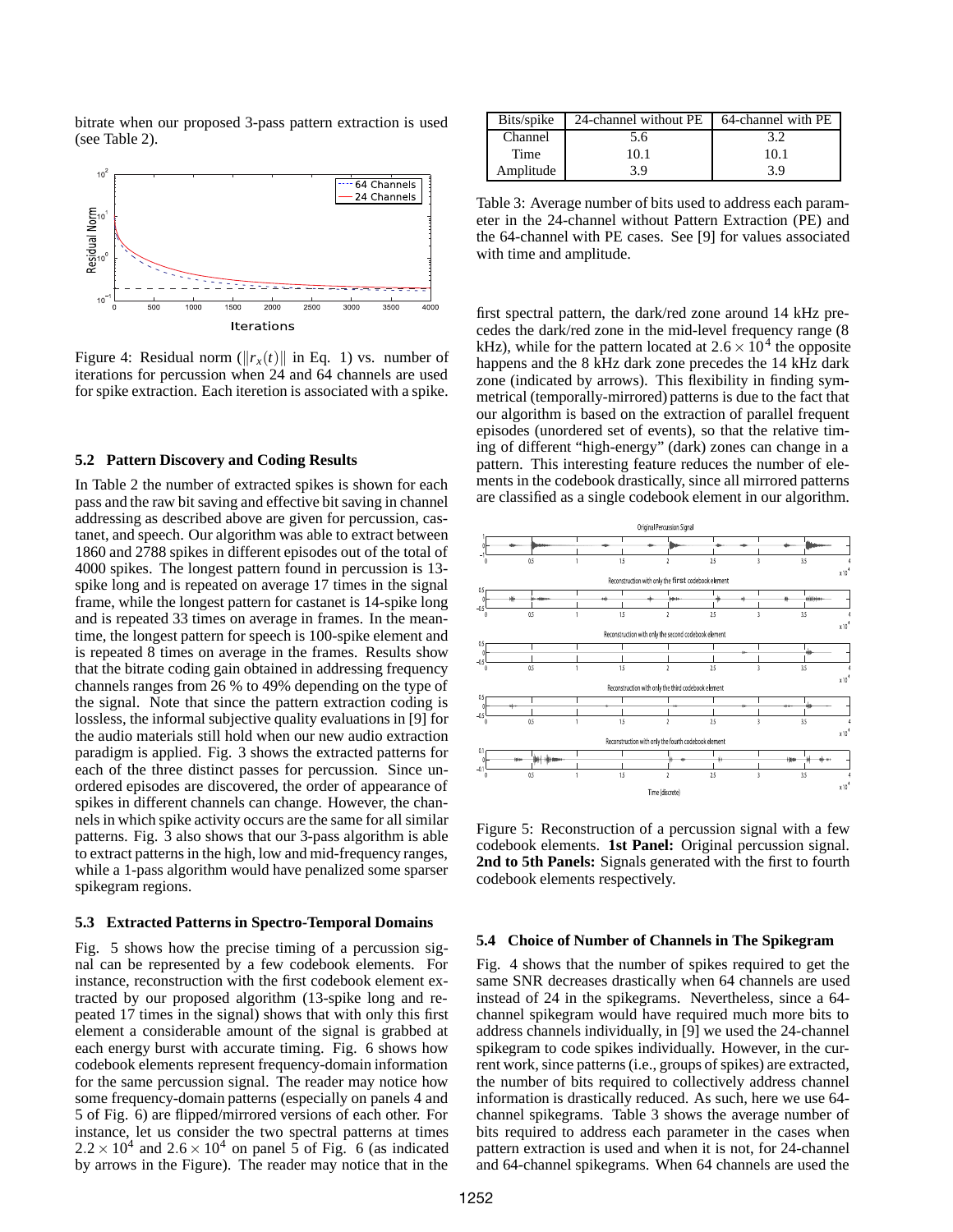bitrate when our proposed 3-pass pattern extraction is used (see Table 2).

Figure 4: Residual norm ($\|r_x(t)\|$ in Eq. 1) vs. number of iterations for percussion when 24 and 64 channels are used for spike extraction. Each iteretion is associated with a spike.

### 5.2 Pattern Discovery and Coding Results

In Table 2 the number of extracted spikes is shown for each pass and the raw bit saving and effective bit saving in channel addressing as described above are given for percussion, castanet, and speech. Our algorithm was able to extract between 1860 and 2788 spikes in different episodes out of the total of 4000 spikes. The longest pattern found in percussion is 13-spike long and is repeated on average 17 times in the signal frame, while the longest pattern for castanet is 14-spike long and is repeated 33 times on average in frames. In the meantime, the longest pattern for speech is 100-spike element and is repeated 8 times on average in the frames. Results show that the bitrate coding gain obtained in addressing frequency channels ranges from 26 % to 49% depending on the type of the signal. Note that since the pattern extraction coding is lossless, the informal subjective quality evaluations in [9] for the audio materials still hold when our new audio extraction paradigm is applied. Fig. 3 shows the extracted patterns for each of the three distinct passes for percussion. Since unordered episodes are discovered, the order of appearance of spikes in different channels can change. However, the channels in which spike activity occurs are the same for all similar patterns. Fig. 3 also shows that our 3-pass algorithm is able to extract patterns in the high, low and mid-frequency ranges, while a 1-pass algorithm would have penalized some sparser spikegram regions.

### 5.3 Extracted Patterns in Spectro-Temporal Domains

Fig. 5 shows how the precise timing of a percussion signal can be represented by a few codebook elements. For instance, reconstruction with the first codebook element extracted by our proposed algorithm (13-spike long and repeated 17 times in the signal) shows that with only this first element a considerable amount of the signal is grabbed at each energy burst with accurate timing. Fig. 6 shows how codebook elements represent frequency-domain information for the same percussion signal. The reader may notice how some frequency-domain patterns (especially on panels 4 and 5 of Fig. 6) are flipped/mirrored versions of each other. For instance, let us consider the two spectral patterns at times $2.2\times10^4$ and $2.6\times10^4$ on panel 5 of Fig. 6 (as indicated by arrows in the Figure). The reader may notice that in the first spectral pattern, the dark/red zone around 14 kHz precedes the dark/red zone in the mid-level frequency range (8 kHz), while for the pattern located at $2.6\times10^4$ the opposite happens and the 8 kHz dark zone precedes the 14 kHz dark zone (indicated by arrows). This flexibility in finding symmetrical (temporally-mirrored) patterns is due to the fact that our algorithm is based on the extraction of parallel frequent episodes (unordered set of events), so that the relative timing of different "high-energy" (dark) zones can change in a pattern. This interesting feature reduces the number of elements in the codebook drastically, since all mirrored patterns are classified as a single codebook element in our algorithm.

| Bits/spike | 24-channel without PE | 64-channel with PE |
|---|---|---|
| Channel | 5.6 | 3.2 |
| Time | 10.1 | 10.1 |
| Amplitude | 3.9 | 3.9 |

Table 3: Average number of bits used to address each parameter in the 24-channel without Pattern Extraction (PE) and the 64-channel with PE cases. See [9] for values associated with time and amplitude.

Figure 5: Reconstruction of a percussion signal with a few codebook elements. **1st Panel:** Original percussion signal. **2nd to 5th Panels:** Signals generated with the first to fourth codebook elements respectively.

### 5.4 Choice of Number of Channels in The Spikegram

Fig. 4 shows that the number of spikes required to get the same SNR decreases drastically when 64 channels are used instead of 24 in the spikegrams. Nevertheless, since a 64-channel spikegram would have required much more bits to address channels individually, in [9] we used the 24-channel spikegram to code spikes individually. However, in the current work, since patterns (i.e., groups of spikes) are extracted, the number of bits required to collectively address channel information is drastically reduced. As such, here we use 64-channel spikegrams. Table 3 shows the average number of bits required to address each parameter in the cases when pattern extraction is used and when it is not, for 24-channel and 64-channel spikegrams. When 64 channels are used the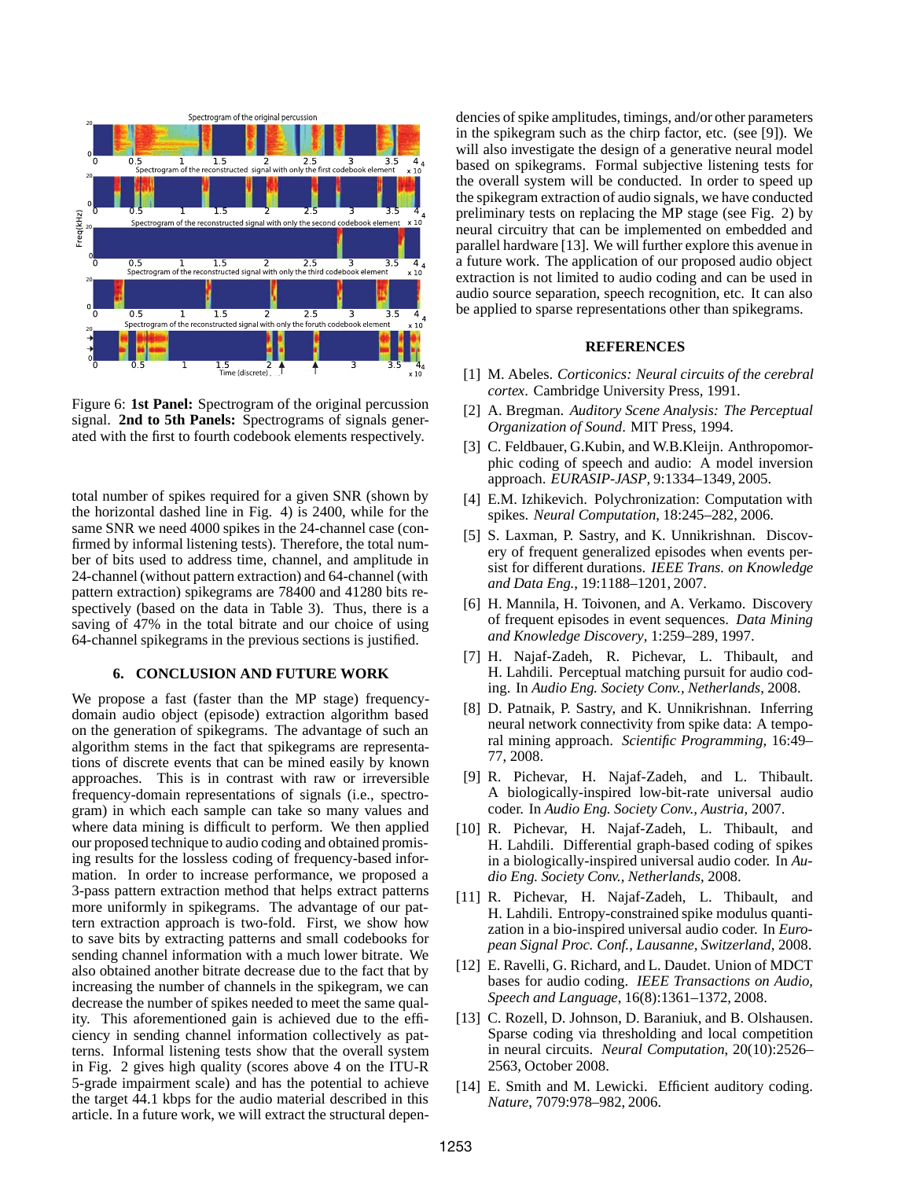Spectrogram of the original percussion

Spectrogram of the reconstructed signal with only the first codebook element

Spectrogram of the reconstructed signal with only the second codebook element

Spectrogram of the reconstructed signal with only the third codebook element

Spectrogram of the reconstructed signal with only the forth codebook element

Freq(kHz)

Time (discrete)

x 10^4

Figure 6: **1st Panel:** Spectrogram of the original percussion signal. **2nd to 5th Panels:** Spectrograms of signals generated with the first to fourth codebook elements respectively.

total number of spikes required for a given SNR (shown by the horizontal dashed line in Fig. 4) is 2400, while for the same SNR we need 4000 spikes in the 24-channel case (confirmed by informal listening tests). Therefore, the total number of bits used to address time, channel, and amplitude in 24-channel (without pattern extraction) and 64-channel (with pattern extraction) spikegrams are 78400 and 41280 bits respectively (based on the data in Table 3). Thus, there is a saving of 47% in the total bitrate and our choice of using 64-channel spikegrams in the previous sections is justified.

## 6. CONCLUSION AND FUTURE WORK

We propose a fast (faster than the MP stage) frequency-domain audio object (episode) extraction algorithm based on the generation of spikegrams. The advantage of such an algorithm stems in the fact that spikegrams are representations of discrete events that can be mined easily by known approaches. This is in contrast with raw or irreversible frequency-domain representations of signals (i.e., spectrogram) in which each sample can take so many values and where data mining is difficult to perform. We then applied our proposed technique to audio coding and obtained promising results for the lossless coding of frequency-based information. In order to increase performance, we proposed a 3-pass pattern extraction method that helps extract patterns more uniformly in spikegrams. The advantage of our pattern extraction approach is two-fold. First, we show how to save bits by extracting patterns and small codebooks for sending channel information with a much lower bitrate. We also obtained another bitrate decrease due to the fact that by increasing the number of channels in the spikegram, we can decrease the number of spikes needed to meet the same quality. This aforementioned gain is achieved due to the efficiency in sending channel information collectively as patterns. Informal listening tests show that the overall system in Fig. 2 gives high quality (scores above 4 on the ITU-R 5-grade impairment scale) and has the potential to achieve the target 44.1 kbps for the audio material described in this article. In a future work, we will extract the structural dependencies of spike amplitudes, timings, and/or other parameters in the spikegram such as the chirp factor, etc. (see [9]). We will also investigate the design of a generative neural model based on spikegrams. Formal subjective listening tests for the overall system will be conducted. In order to speed up the spikegram extraction of audio signals, we have conducted preliminary tests on replacing the MP stage (see Fig. 2) by neural circuitry that can be implemented on embedded and parallel hardware [13]. We will further explore this avenue in a future work. The application of our proposed audio object extraction is not limited to audio coding and can be used in audio source separation, speech recognition, etc. It can also be applied to sparse representations other than spikegrams.

## REFERENCES

[1] M. Abeles. *Corticonics: Neural circuits of the cerebral cortex*. Cambridge University Press, 1991.

[2] A. Bregman. *Auditory Scene Analysis: The Perceptual Organization of Sound*. MIT Press, 1994.

[3] C. Feldbauer, G.Kubin, and W.B.Kleijn. Anthropomorphic coding of speech and audio: A model inversion approach. *EURASIP-JASP*, 9:1334–1349, 2005.

[4] E.M. Izhikevich. Polychronization: Computation with spikes. *Neural Computation*, 18:245–282, 2006.

[5] S. Laxman, P. Sastry, and K. Unnikrishnan. Discovery of frequent generalized episodes when events persist for different durations. *IEEE Trans. on Knowledge and Data Eng.*, 19:1188–1201, 2007.

[6] H. Mannila, H. Toivonen, and A. Verkamo. Discovery of frequent episodes in event sequences. *Data Mining and Knowledge Discovery*, 1:259–289, 1997.

[7] H. Najaf-Zadeh, R. Pichevar, L. Thibault, and H. Lahdili. Perceptual matching pursuit for audio coding. In *Audio Eng. Society Conv., Netherlands*, 2008.

[8] D. Patnaik, P. Sastry, and K. Unnikrishnan. Inferring neural network connectivity from spike data: A temporal mining approach. *Scientific Programming*, 16:49–77, 2008.

[9] R. Pichevar, H. Najaf-Zadeh, and L. Thibault. A biologically-inspired low-bit-rate universal audio coder. In *Audio Eng. Society Conv., Austria*, 2007.

[10] R. Pichevar, H. Najaf-Zadeh, L. Thibault, and H. Lahdili. Differential graph-based coding of spikes in a biologically-inspired universal audio coder. In *Audio Eng. Society Conv., Netherlands*, 2008.

[11] R. Pichevar, H. Najaf-Zadeh, L. Thibault, and H. Lahdili. Entropy-constrained spike modulus quantization in a bio-inspired universal audio coder. In *European Signal Proc. Conf., Lausanne, Switzerland*, 2008.

[12] E. Ravelli, G. Richard, and L. Daudet. Union of MDCT bases for audio coding. *IEEE Transactions on Audio, Speech and Language*, 16(8):1361–1372, 2008.

[13] C. Rozell, D. Johnson, D. Baraniuk, and B. Olshausen. Sparse coding via thresholding and local competition in neural circuits. *Neural Computation*, 20(10):2526–2563, October 2008.

[14] E. Smith and M. Lewicki. Efficient auditory coding. *Nature*, 7079:978–982, 2006.